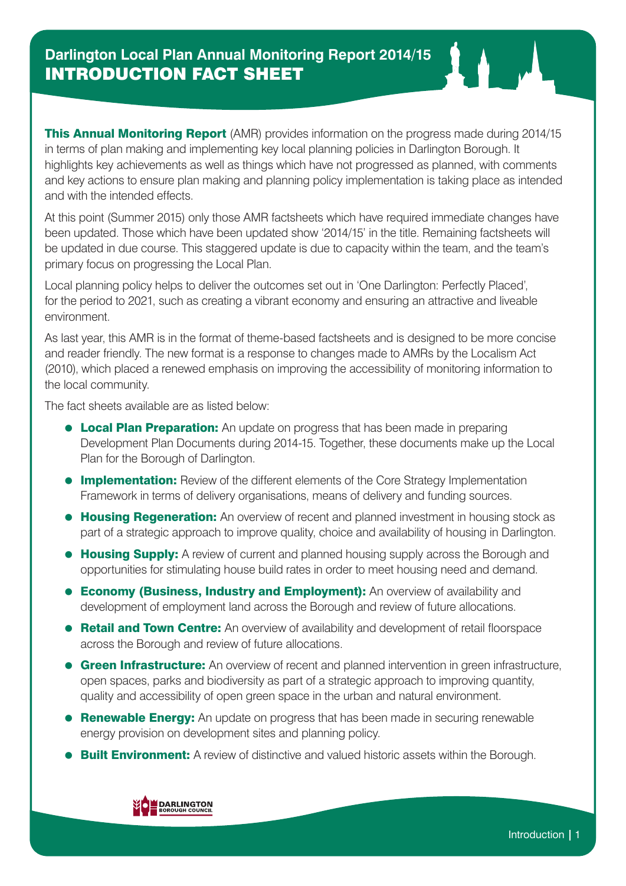# Darlington Local Plan Annual Monitoring Report 2014/15

## INTRODUCTION FACT SHEET

**This Annual Monitoring Report** (AMR) provides information on the progress made during 2014/15 in terms of plan making and implementing key local planning policies in Darlington Borough. It highlights key achievements as well as things which have not progressed as planned, with comments and key actions to ensure plan making and planning policy implementation is taking place as intended and with the intended effects.

At this point (Summer 2015) only those AMR factsheets which have required immediate changes have been updated. Those which have been updated show '2014/15' in the title. Remaining factsheets will be updated in due course. This staggered update is due to capacity within the team, and the team's primary focus on progressing the Local Plan.

Local planning policy helps to deliver the outcomes set out in 'One Darlington: Perfectly Placed', for the period to 2021, such as creating a vibrant economy and ensuring an attractive and liveable environment.

As last year, this AMR is in the format of theme-based factsheets and is designed to be more concise and reader friendly. The new format is a response to changes made to AMRs by the Localism Act (2010), which placed a renewed emphasis on improving the accessibility of monitoring information to the local community.

The fact sheets available are as listed below:

- **Local Plan Preparation:** An update on progress that has been made in preparing Development Plan Documents during 2014-15. Together, these documents make up the Local Plan for the Borough of Darlington.
- **Implementation:** Review of the different elements of the Core Strategy Implementation Framework in terms of delivery organisations, means of delivery and funding sources.
- **Housing Regeneration:** An overview of recent and planned investment in housing stock as part of a strategic approach to improve quality, choice and availability of housing in Darlington.
- **Housing Supply:** A review of current and planned housing supply across the Borough and opportunities for stimulating house build rates in order to meet housing need and demand.
- **Economy (Business, Industry and Employment):** An overview of availability and development of employment land across the Borough and review of future allocations.
- **Retail and Town Centre:** An overview of availability and development of retail floorspace across the Borough and review of future allocations.
- **Green Infrastructure:** An overview of recent and planned intervention in green infrastructure, open spaces, parks and biodiversity as part of a strategic approach to improving quantity, quality and accessibility of open green space in the urban and natural environment.
- **Renewable Energy:** An update on progress that has been made in securing renewable energy provision on development sites and planning policy.
- **Built Environment:** A review of distinctive and valued historic assets within the Borough.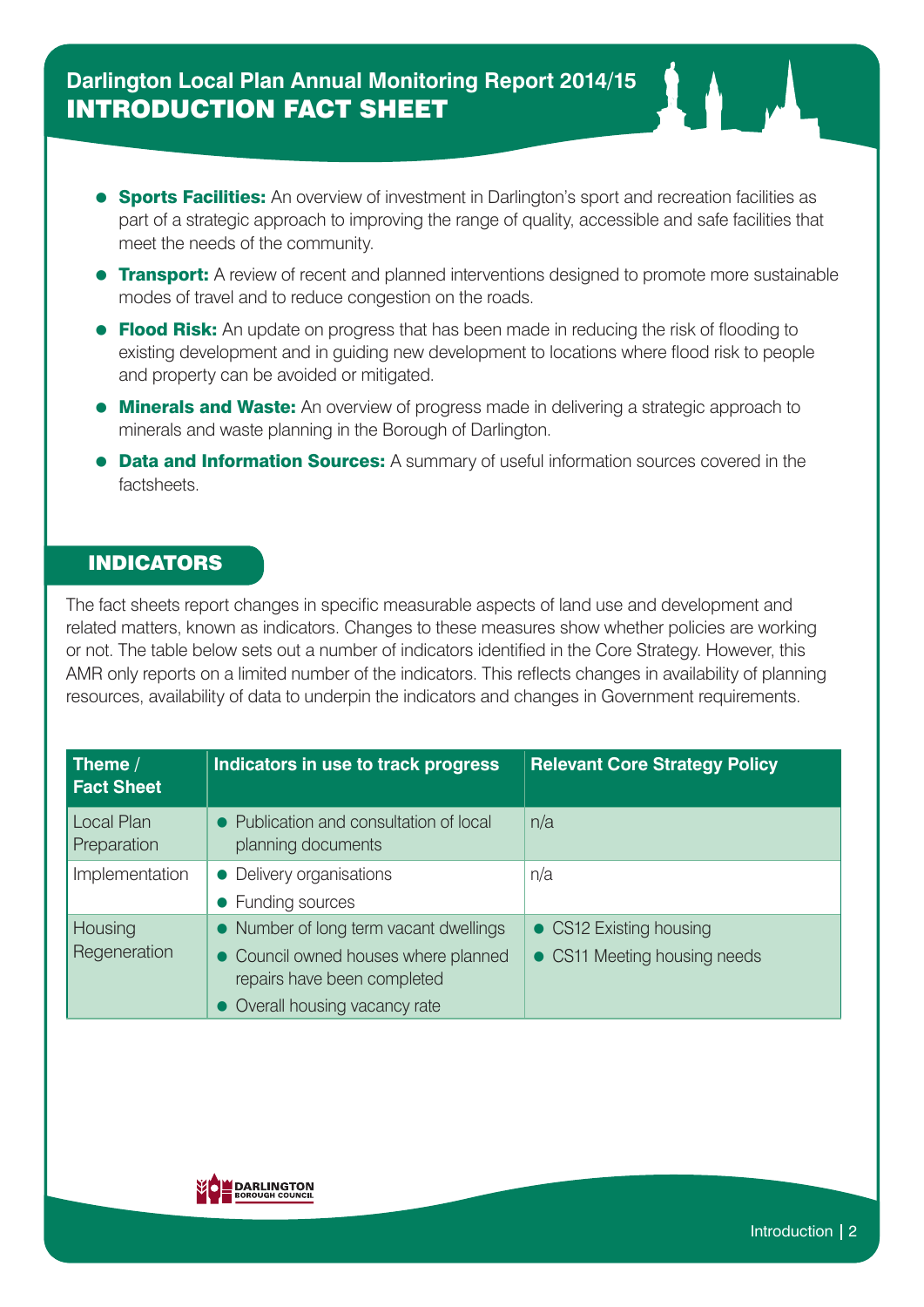- **Sports Facilities:** An overview of investment in Darlington's sport and recreation facilities as part of a strategic approach to improving the range of quality, accessible and safe facilities that meet the needs of the community.
- **Transport:** A review of recent and planned interventions designed to promote more sustainable modes of travel and to reduce congestion on the roads.
- **Flood Risk:** An update on progress that has been made in reducing the risk of flooding to existing development and in guiding new development to locations where flood risk to people and property can be avoided or mitigated.
- **Minerals and Waste:** An overview of progress made in delivering a strategic approach to minerals and waste planning in the Borough of Darlington.
- **Data and Information Sources:** A summary of useful information sources covered in the factsheets.

## INDICATORS

The fact sheets report changes in specific measurable aspects of land use and development and related matters, known as indicators. Changes to these measures show whether policies are working or not. The table below sets out a number of indicators identified in the Core Strategy. However, this AMR only reports on a limited number of the indicators. This reflects changes in availability of planning resources, availability of data to underpin the indicators and changes in Government requirements.

| Theme / Fact Sheet | Indicators in use to track progress | Relevant Core Strategy Policy |
|---|---|---|
| Local Plan Preparation | • Publication and consultation of local planning documents | n/a |
| Implementation | • Delivery organisations<br>• Funding sources | n/a |
| Housing Regeneration | • Number of long term vacant dwellings<br>• Council owned houses where planned repairs have been completed<br>• Overall housing vacancy rate | • CS12 Existing housing<br>• CS11 Meeting housing needs |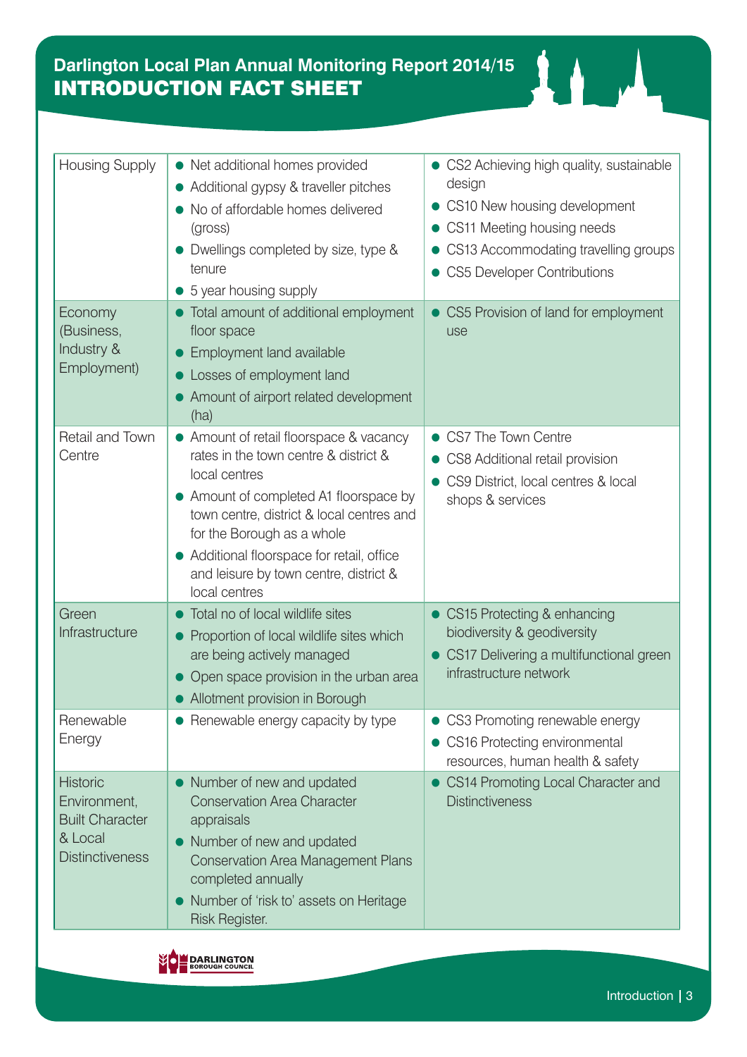**Darlington Local Plan Annual Monitoring Report 2014/15**

# INTRODUCTION FACT SHEET

| | | |
|---|---|---|
| Housing Supply | • Net additional homes provided<br>• Additional gypsy & traveller pitches<br>• No of affordable homes delivered (gross)<br>• Dwellings completed by size, type & tenure<br>• 5 year housing supply | • CS2 Achieving high quality, sustainable design<br>• CS10 New housing development<br>• CS11 Meeting housing needs<br>• CS13 Accommodating travelling groups<br>• CS5 Developer Contributions |
| Economy (Business, Industry & Employment) | • Total amount of additional employment floor space<br>• Employment land available<br>• Losses of employment land<br>• Amount of airport related development (ha) | • CS5 Provision of land for employment use |
| Retail and Town Centre | • Amount of retail floorspace & vacancy rates in the town centre & district & local centres<br>• Amount of completed A1 floorspace by town centre, district & local centres and for the Borough as a whole<br>• Additional floorspace for retail, office and leisure by town centre, district & local centres | • CS7 The Town Centre<br>• CS8 Additional retail provision<br>• CS9 District, local centres & local shops & services |
| Green Infrastructure | • Total no of local wildlife sites<br>• Proportion of local wildlife sites which are being actively managed<br>• Open space provision in the urban area<br>• Allotment provision in Borough | • CS15 Protecting & enhancing biodiversity & geodiversity<br>• CS17 Delivering a multifunctional green infrastructure network |
| Renewable Energy | • Renewable energy capacity by type | • CS3 Promoting renewable energy<br>• CS16 Protecting environmental resources, human health & safety |
| Historic Environment, Built Character & Local Distinctiveness | • Number of new and updated Conservation Area Character appraisals<br>• Number of new and updated Conservation Area Management Plans completed annually<br>• Number of 'risk to' assets on Heritage Risk Register. | • CS14 Promoting Local Character and Distinctiveness |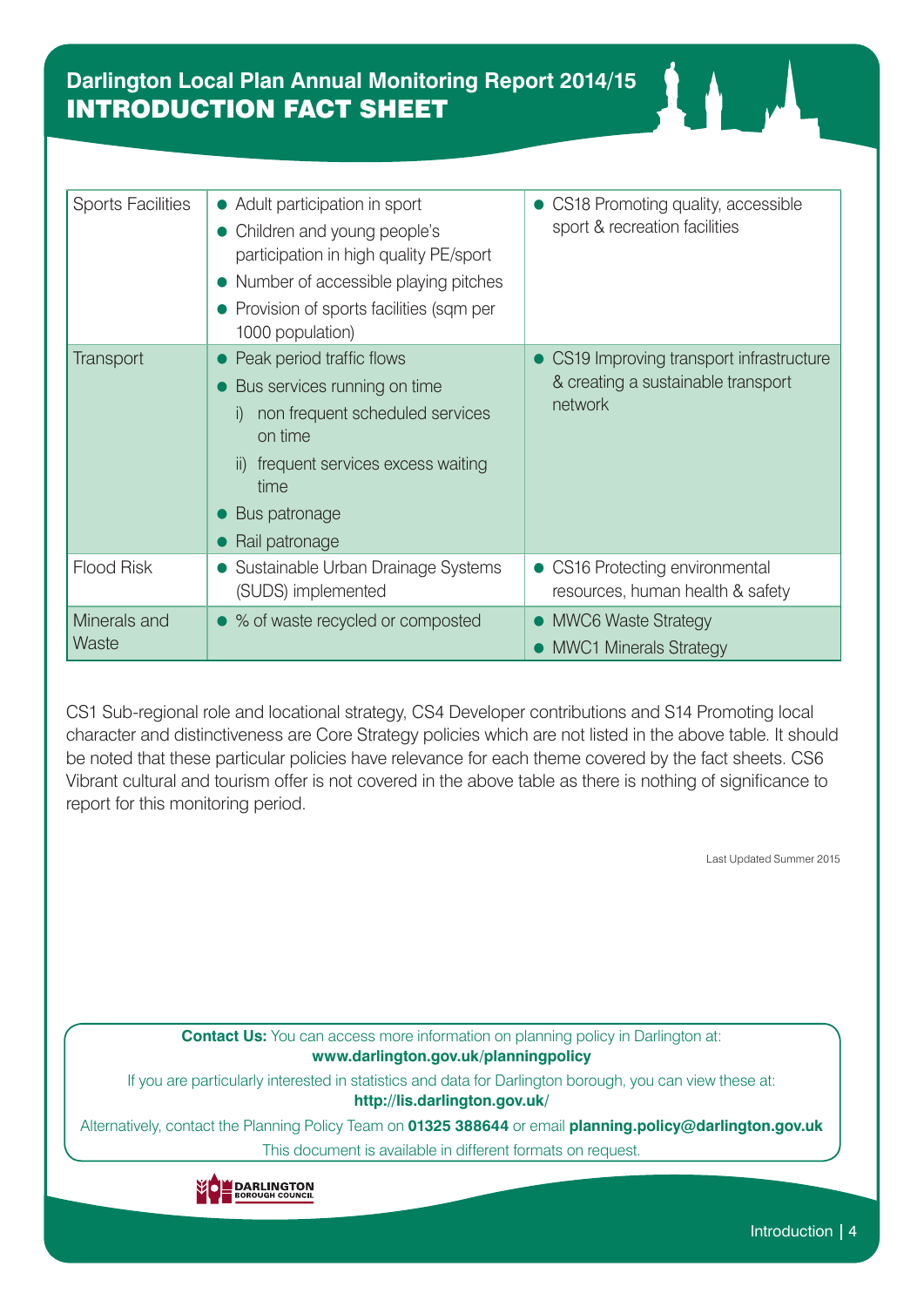# Darlington Local Plan Annual Monitoring Report 2014/15

## INTRODUCTION FACT SHEET

| | | |
|---|---|---|
| Sports Facilities | • Adult participation in sport<br>• Children and young people's participation in high quality PE/sport<br>• Number of accessible playing pitches<br>• Provision of sports facilities (sqm per 1000 population) | • CS18 Promoting quality, accessible sport & recreation facilities |
| Transport | • Peak period traffic flows<br>• Bus services running on time<br>i) non frequent scheduled services on time<br>ii) frequent services excess waiting time<br>• Bus patronage<br>• Rail patronage | • CS19 Improving transport infrastructure & creating a sustainable transport network |
| Flood Risk | • Sustainable Urban Drainage Systems (SUDS) implemented | • CS16 Protecting environmental resources, human health & safety |
| Minerals and Waste | • % of waste recycled or composted | • MWC6 Waste Strategy<br>• MWC1 Minerals Strategy |

CS1 Sub-regional role and locational strategy, CS4 Developer contributions and S14 Promoting local character and distinctiveness are Core Strategy policies which are not listed in the above table. It should be noted that these particular policies have relevance for each theme covered by the fact sheets. CS6 Vibrant cultural and tourism offer is not covered in the above table as there is nothing of significance to report for this monitoring period.

Last Updated Summer 2015

**Contact Us:** You can access more information on planning policy in Darlington at:
**www.darlington.gov.uk/planningpolicy**

If you are particularly interested in statistics and data for Darlington borough, you can view these at:
**http://lis.darlington.gov.uk/**

Alternatively, contact the Planning Policy Team on **01325 388644** or email **planning.policy@darlington.gov.uk**

This document is available in different formats on request.

DARLINGTON BOROUGH COUNCIL